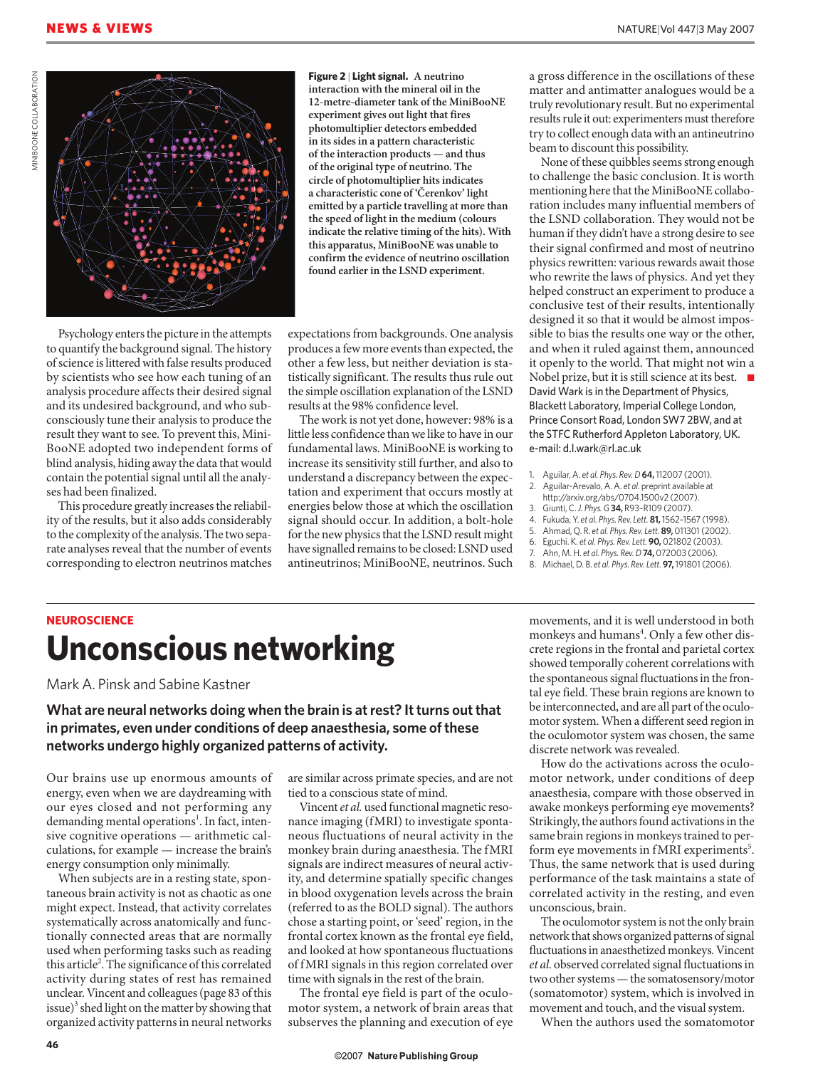**Figure 2 | Light signal.** A neutrino interaction with the mineral oil in the 12-metre-diameter tank of the MiniBooNE experiment gives out light that fires photomultiplier detectors embedded in its sides in a pattern characteristic of the interaction products — and thus of the original type of neutrino. The circle of photomultiplier hits indicates a characteristic cone of 'Čerenkov' light emitted by a particle travelling at more than the speed of light in the medium (colours indicate the relative timing of the hits). With this apparatus, MiniBooNE was unable to confirm the evidence of neutrino oscillation found earlier in the LSND experiment.

Psychology enters the picture in the attempts to quantify the background signal. The history of science is littered with false results produced by scientists who see how each tuning of an analysis procedure affects their desired signal and its undesired background, and who subconsciously tune their analysis to produce the result they want to see. To prevent this, MiniBooNE adopted two independent forms of blind analysis, hiding away the data that would contain the potential signal until all the analyses had been finalized.

This procedure greatly increases the reliability of the results, but it also adds considerably to the complexity of the analysis. The two separate analyses reveal that the number of events corresponding to electron neutrinos matches expectations from backgrounds. One analysis produces a few more events than expected, the other a few less, but neither deviation is statistically significant. The results thus rule out the simple oscillation explanation of the LSND results at the 98% confidence level.

The work is not yet done, however: 98% is a little less confidence than we like to have in our fundamental laws. MiniBooNE is working to increase its sensitivity still further, and also to understand a discrepancy between the expectation and experiment that occurs mostly at energies below those at which the oscillation signal should occur. In addition, a bolt-hole for the new physics that the LSND result might have signalled remains to be closed: LSND used antineutrinos; MiniBooNE, neutrinos. Such a gross difference in the oscillations of these matter and antimatter analogues would be a truly revolutionary result. But no experimental results rule it out: experimenters must therefore try to collect enough data with an antineutrino beam to discount this possibility.

None of these quibbles seems strong enough to challenge the basic conclusion. It is worth mentioning here that the MiniBooNE collaboration includes many influential members of the LSND collaboration. They would not be human if they didn't have a strong desire to see their signal confirmed and most of neutrino physics rewritten: various rewards await those who rewrite the laws of physics. And yet they helped construct an experiment to produce a conclusive test of their results, intentionally designed it so that it would be almost impossible to bias the results one way or the other, and when it ruled against them, announced it openly to the world. That might not win a Nobel prize, but it is still science at its best. ■

David Wark is in the Department of Physics, Blackett Laboratory, Imperial College London, Prince Consort Road, London SW7 2BW, and at the STFC Rutherford Appleton Laboratory, UK.
e-mail: d.l.wark@rl.ac.uk

1. Aguilar, A. *et al. Phys. Rev. D* **64,** 112007 (2001).
2. Aguilar-Arevalo, A. A. *et al.* preprint available at http://arxiv.org/abs/0704.1500v2 (2007).
3. Giunti, C. *J. Phys. G* **34,** R93–R109 (2007).
4. Fukuda, Y. *et al. Phys. Rev. Lett.* **81,** 1562–1567 (1998).
5. Ahmad, Q. R. *et al. Phys. Rev. Lett.* **89,** 011301 (2002).
6. Eguchi. K. *et al. Phys. Rev. Lett.* **90,** 021802 (2003).
7. Ahn, M. H. *et al. Phys. Rev. D* **74,** 072003 (2006).
8. Michael, D. B. *et al. Phys. Rev. Lett.* **97,** 191801 (2006).

NEUROSCIENCE

# Unconscious networking

Mark A. Pinsk and Sabine Kastner

**What are neural networks doing when the brain is at rest? It turns out that in primates, even under conditions of deep anaesthesia, some of these networks undergo highly organized patterns of activity.**

Our brains use up enormous amounts of energy, even when we are daydreaming with our eyes closed and not performing any demanding mental operations[1]. In fact, intensive cognitive operations — arithmetic calculations, for example — increase the brain's energy consumption only minimally.

When subjects are in a resting state, spontaneous brain activity is not as chaotic as one might expect. Instead, that activity correlates systematically across anatomically and functionally connected areas that are normally used when performing tasks such as reading this article[2]. The significance of this correlated activity during states of rest has remained unclear. Vincent and colleagues (page 83 of this issue)[3] shed light on the matter by showing that organized activity patterns in neural networks are similar across primate species, and are not tied to a conscious state of mind.

Vincent *et al.* used functional magnetic resonance imaging (fMRI) to investigate spontaneous fluctuations of neural activity in the monkey brain during anaesthesia. The fMRI signals are indirect measures of neural activity, and determine spatially specific changes in blood oxygenation levels across the brain (referred to as the BOLD signal). The authors chose a starting point, or 'seed' region, in the frontal cortex known as the frontal eye field, and looked at how spontaneous fluctuations of fMRI signals in this region correlated over time with signals in the rest of the brain.

The frontal eye field is part of the oculomotor system, a network of brain areas that subserves the planning and execution of eye movements, and it is well understood in both monkeys and humans[4]. Only a few other discrete regions in the frontal and parietal cortex showed temporally coherent correlations with the spontaneous signal fluctuations in the frontal eye field. These brain regions are known to be interconnected, and are all part of the oculomotor system. When a different seed region in the oculomotor system was chosen, the same discrete network was revealed.

How do the activations across the oculomotor network, under conditions of deep anaesthesia, compare with those observed in awake monkeys performing eye movements? Strikingly, the authors found activations in the same brain regions in monkeys trained to perform eye movements in fMRI experiments[5]. Thus, the same network that is used during performance of the task maintains a state of correlated activity in the resting, and even unconscious, brain.

The oculomotor system is not the only brain network that shows organized patterns of signal fluctuations in anaesthetized monkeys. Vincent *et al.* observed correlated signal fluctuations in two other systems — the somatosensory/motor (somatomotor) system, which is involved in movement and touch, and the visual system.

When the authors used the somatomotor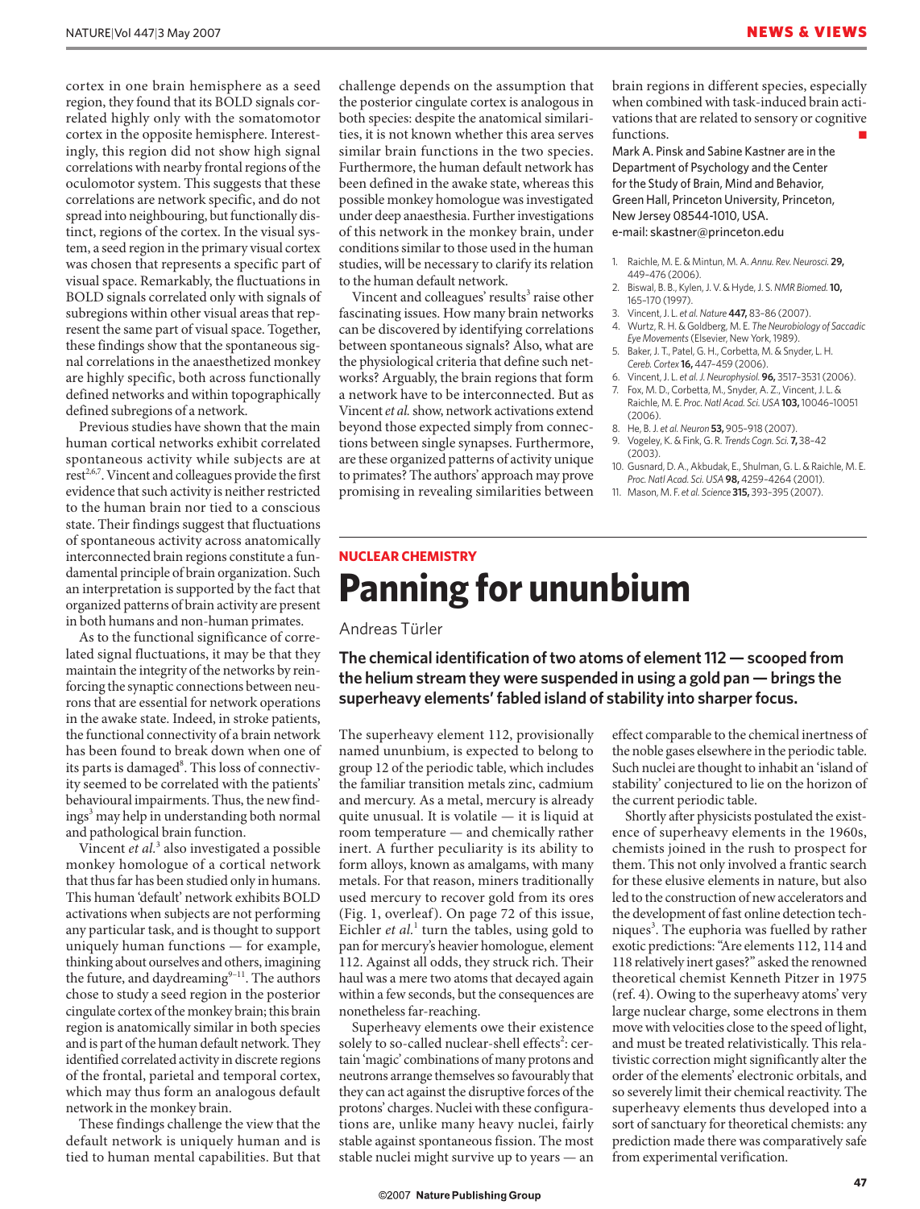cortex in one brain hemisphere as a seed region, they found that its BOLD signals correlated highly only with the somatomotor cortex in the opposite hemisphere. Interestingly, this region did not show high signal correlations with nearby frontal regions of the oculomotor system. This suggests that these correlations are network specific, and do not spread into neighbouring, but functionally distinct, regions of the cortex. In the visual system, a seed region in the primary visual cortex was chosen that represents a specific part of visual space. Remarkably, the fluctuations in BOLD signals correlated only with signals of subregions within other visual areas that represent the same part of visual space. Together, these findings show that the spontaneous signal correlations in the anaesthetized monkey are highly specific, both across functionally defined networks and within topographically defined subregions of a network.

Previous studies have shown that the main human cortical networks exhibit correlated spontaneous activity while subjects are at rest[2,6,7]. Vincent and colleagues provide the first evidence that such activity is neither restricted to the human brain nor tied to a conscious state. Their findings suggest that fluctuations of spontaneous activity across anatomically interconnected brain regions constitute a fundamental principle of brain organization. Such an interpretation is supported by the fact that organized patterns of brain activity are present in both humans and non-human primates.

As to the functional significance of correlated signal fluctuations, it may be that they maintain the integrity of the networks by reinforcing the synaptic connections between neurons that are essential for network operations in the awake state. Indeed, in stroke patients, the functional connectivity of a brain network has been found to break down when one of its parts is damaged[8]. This loss of connectivity seemed to be correlated with the patients' behavioural impairments. Thus, the new findings[3] may help in understanding both normal and pathological brain function.

Vincent *et al.*[3] also investigated a possible monkey homologue of a cortical network that thus far has been studied only in humans. This human 'default' network exhibits BOLD activations when subjects are not performing any particular task, and is thought to support uniquely human functions — for example, thinking about ourselves and others, imagining the future, and daydreaming[9–11]. The authors chose to study a seed region in the posterior cingulate cortex of the monkey brain; this brain region is anatomically similar in both species and is part of the human default network. They identified correlated activity in discrete regions of the frontal, parietal and temporal cortex, which may thus form an analogous default network in the monkey brain.

These findings challenge the view that the default network is uniquely human and is tied to human mental capabilities. But that challenge depends on the assumption that the posterior cingulate cortex is analogous in both species: despite the anatomical similarities, it is not known whether this area serves similar brain functions in the two species. Furthermore, the human default network has been defined in the awake state, whereas this possible monkey homologue was investigated under deep anaesthesia. Further investigations of this network in the monkey brain, under conditions similar to those used in the human studies, will be necessary to clarify its relation to the human default network.

Vincent and colleagues' results[3] raise other fascinating issues. How many brain networks can be discovered by identifying correlations between spontaneous signals? Also, what are the physiological criteria that define such networks? Arguably, the brain regions that form a network have to be interconnected. But as Vincent *et al.* show, network activations extend beyond those expected simply from connections between single synapses. Furthermore, are these organized patterns of activity unique to primates? The authors' approach may prove promising in revealing similarities between brain regions in different species, especially when combined with task-induced brain activations that are related to sensory or cognitive functions. ■

Mark A. Pinsk and Sabine Kastner are in the Department of Psychology and the Center for the Study of Brain, Mind and Behavior, Green Hall, Princeton University, Princeton, New Jersey 08544-1010, USA.
e-mail: skastner@princeton.edu

1. Raichle, M. E. & Mintun, M. A. *Annu. Rev. Neurosci.* **29,** 449–476 (2006).
2. Biswal, B. B., Kylen, J. V. & Hyde, J. S. *NMR Biomed.* **10,** 165–170 (1997).
3. Vincent, J. L. *et al. Nature* **447,** 83–86 (2007).
4. Wurtz, R. H. & Goldberg, M. E. *The Neurobiology of Saccadic Eye Movements* (Elsevier, New York, 1989).
5. Baker, J. T., Patel, G. H., Corbetta, M. & Snyder, L. H. *Cereb. Cortex* **16,** 447–459 (2006).
6. Vincent, J. L. *et al. J. Neurophysiol.* **96,** 3517–3531 (2006).
7. Fox, M. D., Corbetta, M., Snyder, A. Z., Vincent, J. L. & Raichle, M. E. *Proc. Natl Acad. Sci. USA* **103,** 10046–10051 (2006).
8. He, B. J. *et al. Neuron* **53,** 905–918 (2007).
9. Vogeley, K. & Fink, G. R. *Trends Cogn. Sci.* **7,** 38–42 (2003).
10. Gusnard, D. A., Akbudak, E., Shulman, G. L. & Raichle, M. E. *Proc. Natl Acad. Sci. USA* **98,** 4259–4264 (2001).
11. Mason, M. F. *et al. Science* **315,** 393–395 (2007).

## NUCLEAR CHEMISTRY

# Panning for unbium

Andreas Türler

**The chemical identification of two atoms of element 112 — scooped from the helium stream they were suspended in using a gold pan — brings the superheavy elements' fabled island of stability into sharper focus.**

The superheavy element 112, provisionally named ununbium, is expected to belong to group 12 of the periodic table, which includes the familiar transition metals zinc, cadmium and mercury. As a metal, mercury is already quite unusual. It is volatile — it is liquid at room temperature — and chemically rather inert. A further peculiarity is its ability to form alloys, known as amalgams, with many metals. For that reason, miners traditionally used mercury to recover gold from its ores (Fig. 1, overleaf). On page 72 of this issue, Eichler *et al.*[1] turn the tables, using gold to pan for mercury's heavier homologue, element 112. Against all odds, they struck rich. Their haul was a mere two atoms that decayed again within a few seconds, but the consequences are nonetheless far-reaching.

Superheavy elements owe their existence solely to so-called nuclear-shell effects[2]: certain 'magic' combinations of many protons and neutrons arrange themselves so favourably that they can act against the disruptive forces of the protons' charges. Nuclei with these configurations are, unlike many heavy nuclei, fairly stable against spontaneous fission. The most stable nuclei might survive up to years — an effect comparable to the chemical inertness of the noble gases elsewhere in the periodic table. Such nuclei are thought to inhabit an 'island of stability' conjectured to lie on the horizon of the current periodic table.

Shortly after physicists postulated the existence of superheavy elements in the 1960s, chemists joined in the rush to prospect for them. This not only involved a frantic search for these elusive elements in nature, but also led to the construction of new accelerators and the development of fast online detection techniques[3]. The euphoria was fuelled by rather exotic predictions: "Are elements 112, 114 and 118 relatively inert gases?" asked the renowned theoretical chemist Kenneth Pitzer in 1975 (ref. 4). Owing to the superheavy atoms' very large nuclear charge, some electrons in them move with velocities close to the speed of light, and must be treated relativistically. This relativistic correction might significantly alter the order of the elements' electronic orbitals, and so severely limit their chemical reactivity. The superheavy elements thus developed into a sort of sanctuary for theoretical chemists: any prediction made there was comparatively safe from experimental verification.